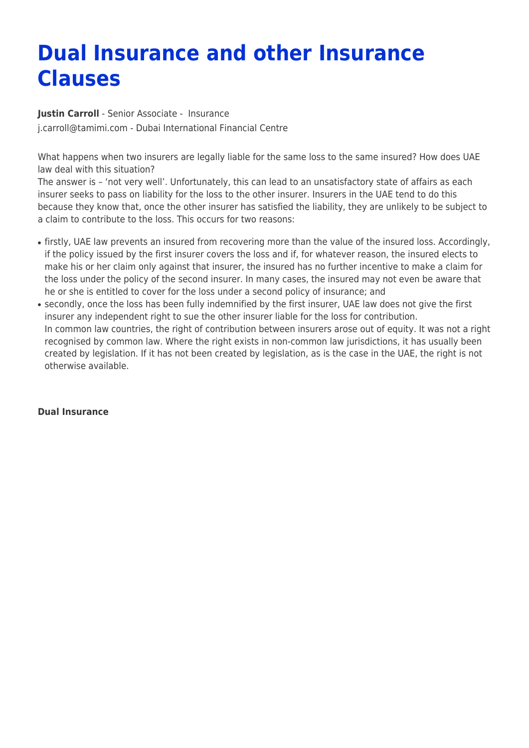# Dual Insurance and other Insurance Clauses

**Justin Carroll** - Senior Associate - Insurance

j.carroll@tamimi.com - Dubai International Financial Centre

What happens when two insurers are legally liable for the same loss to the same insured? How does UAE law deal with this situation?

The answer is – 'not very well'. Unfortunately, this can lead to an unsatisfactory state of affairs as each insurer seeks to pass on liability for the loss to the other insurer. Insurers in the UAE tend to do this because they know that, once the other insurer has satisfied the liability, they are unlikely to be subject to a claim to contribute to the loss. This occurs for two reasons:

- firstly, UAE law prevents an insured from recovering more than the value of the insured loss. Accordingly, if the policy issued by the first insurer covers the loss and if, for whatever reason, the insured elects to make his or her claim only against that insurer, the insured has no further incentive to make a claim for the loss under the policy of the second insurer. In many cases, the insured may not even be aware that he or she is entitled to cover for the loss under a second policy of insurance; and
- secondly, once the loss has been fully indemnified by the first insurer, UAE law does not give the first insurer any independent right to sue the other insurer liable for the loss for contribution.
  In common law countries, the right of contribution between insurers arose out of equity. It was not a right recognised by common law. Where the right exists in non-common law jurisdictions, it has usually been created by legislation. If it has not been created by legislation, as is the case in the UAE, the right is not otherwise available.

**Dual Insurance**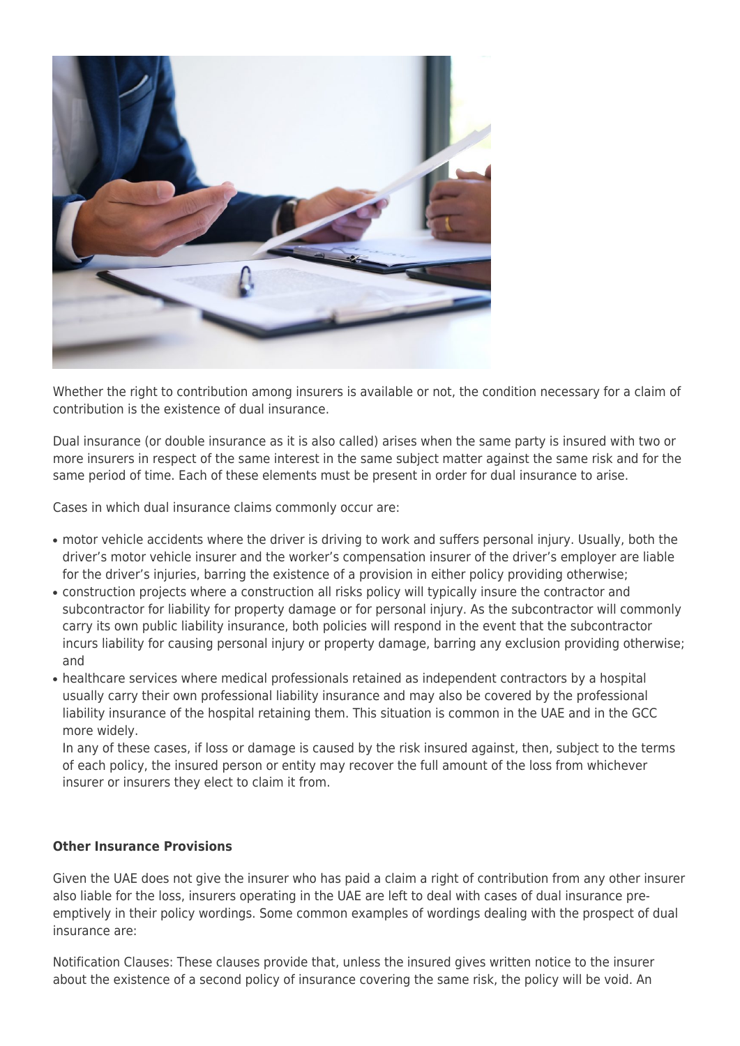Whether the right to contribution among insurers is available or not, the condition necessary for a claim of contribution is the existence of dual insurance.

Dual insurance (or double insurance as it is also called) arises when the same party is insured with two or more insurers in respect of the same interest in the same subject matter against the same risk and for the same period of time. Each of these elements must be present in order for dual insurance to arise.

Cases in which dual insurance claims commonly occur are:

- motor vehicle accidents where the driver is driving to work and suffers personal injury. Usually, both the driver's motor vehicle insurer and the worker's compensation insurer of the driver's employer are liable for the driver's injuries, barring the existence of a provision in either policy providing otherwise;
- construction projects where a construction all risks policy will typically insure the contractor and subcontractor for liability for property damage or for personal injury. As the subcontractor will commonly carry its own public liability insurance, both policies will respond in the event that the subcontractor incurs liability for causing personal injury or property damage, barring any exclusion providing otherwise; and
- healthcare services where medical professionals retained as independent contractors by a hospital usually carry their own professional liability insurance and may also be covered by the professional liability insurance of the hospital retaining them. This situation is common in the UAE and in the GCC more widely.

  In any of these cases, if loss or damage is caused by the risk insured against, then, subject to the terms of each policy, the insured person or entity may recover the full amount of the loss from whichever insurer or insurers they elect to claim it from.

**Other Insurance Provisions**

Given the UAE does not give the insurer who has paid a claim a right of contribution from any other insurer also liable for the loss, insurers operating in the UAE are left to deal with cases of dual insurance pre-emptively in their policy wordings. Some common examples of wordings dealing with the prospect of dual insurance are:

Notification Clauses: These clauses provide that, unless the insured gives written notice to the insurer about the existence of a second policy of insurance covering the same risk, the policy will be void. An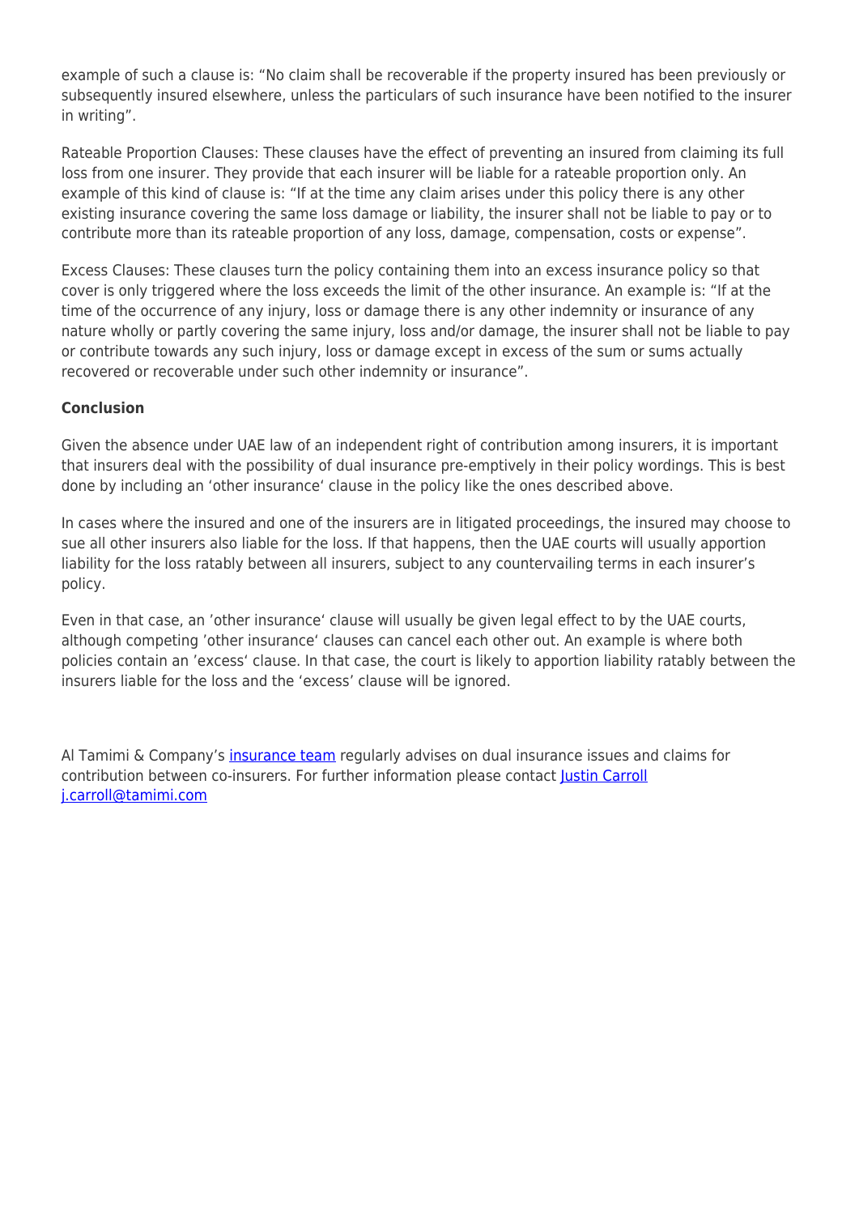example of such a clause is: "No claim shall be recoverable if the property insured has been previously or subsequently insured elsewhere, unless the particulars of such insurance have been notified to the insurer in writing".

Rateable Proportion Clauses: These clauses have the effect of preventing an insured from claiming its full loss from one insurer. They provide that each insurer will be liable for a rateable proportion only. An example of this kind of clause is: "If at the time any claim arises under this policy there is any other existing insurance covering the same loss damage or liability, the insurer shall not be liable to pay or to contribute more than its rateable proportion of any loss, damage, compensation, costs or expense".

Excess Clauses: These clauses turn the policy containing them into an excess insurance policy so that cover is only triggered where the loss exceeds the limit of the other insurance. An example is: "If at the time of the occurrence of any injury, loss or damage there is any other indemnity or insurance of any nature wholly or partly covering the same injury, loss and/or damage, the insurer shall not be liable to pay or contribute towards any such injury, loss or damage except in excess of the sum or sums actually recovered or recoverable under such other indemnity or insurance".

**Conclusion**

Given the absence under UAE law of an independent right of contribution among insurers, it is important that insurers deal with the possibility of dual insurance pre-emptively in their policy wordings. This is best done by including an 'other insurance' clause in the policy like the ones described above.

In cases where the insured and one of the insurers are in litigated proceedings, the insured may choose to sue all other insurers also liable for the loss. If that happens, then the UAE courts will usually apportion liability for the loss ratably between all insurers, subject to any countervailing terms in each insurer's policy.

Even in that case, an 'other insurance' clause will usually be given legal effect to by the UAE courts, although competing 'other insurance' clauses can cancel each other out. An example is where both policies contain an 'excess' clause. In that case, the court is likely to apportion liability ratably between the insurers liable for the loss and the 'excess' clause will be ignored.

Al Tamimi & Company's insurance team regularly advises on dual insurance issues and claims for contribution between co-insurers. For further information please contact Justin Carroll j.carroll@tamimi.com